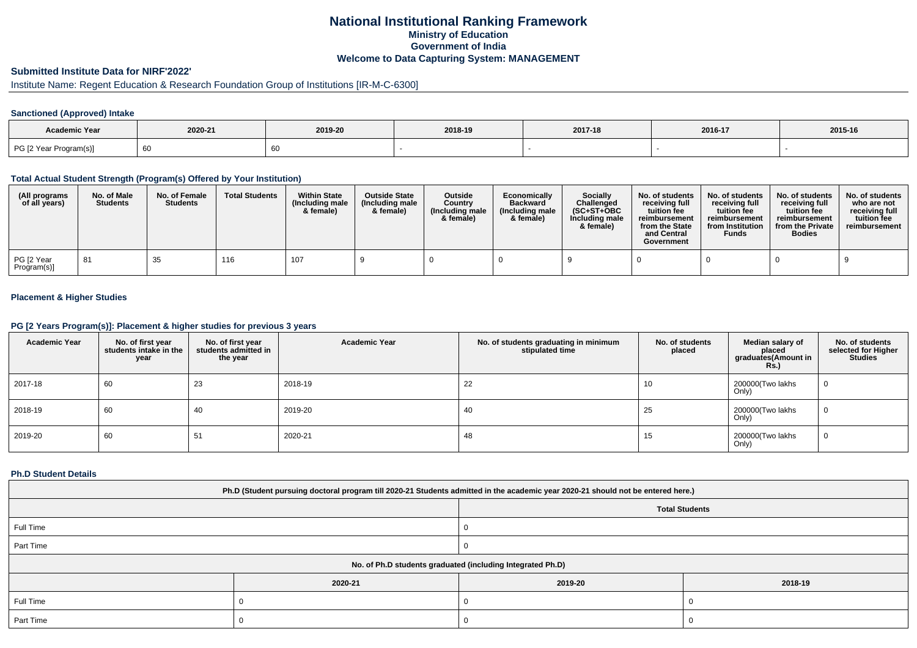# National Institutional Ranking Framework
## Ministry of Education
## Government of India
## Welcome to Data Capturing System: MANAGEMENT

### Submitted Institute Data for NIRF'2022'

Institute Name: Regent Education & Research Foundation Group of Institutions [IR-M-C-6300]

#### Sanctioned (Approved) Intake

| Academic Year | 2020-21 | 2019-20 | 2018-19 | 2017-18 | 2016-17 | 2015-16 |
|---|---|---|---|---|---|---|
| PG [2 Year Program(s)] | 60 | 60 | - | - | - | - |

#### Total Actual Student Strength (Program(s) Offered by Your Institution)

| (All programs of all years) | No. of Male Students | No. of Female Students | Total Students | Within State (Including male & female) | Outside State (Including male & female) | Outside Country (Including male & female) | Economically Backward (Including male & female) | Socially Challenged (SC+ST+OBC Including male & female) | No. of students receiving full tuition fee reimbursement from the State and Central Government | No. of students receiving full tuition fee reimbursement from Institution Funds | No. of students receiving full tuition fee reimbursement from the Private Bodies | No. of students who are not receiving full tuition fee reimbursement |
|---|---|---|---|---|---|---|---|---|---|---|---|---|
| PG [2 Year Program(s)] | 81 | 35 | 116 | 107 | 9 | 0 | 0 | 9 | 0 | 0 | 0 | 9 |

#### Placement & Higher Studies

#### PG [2 Years Program(s)]: Placement & higher studies for previous 3 years

| Academic Year | No. of first year students intake in the year | No. of first year students admitted in the year | Academic Year | No. of students graduating in minimum stipulated time | No. of students placed | Median salary of placed graduates(Amount in Rs.) | No. of students selected for Higher Studies |
|---|---|---|---|---|---|---|---|
| 2017-18 | 60 | 23 | 2018-19 | 22 | 10 | 200000(Two lakhs Only) | 0 |
| 2018-19 | 60 | 40 | 2019-20 | 40 | 25 | 200000(Two lakhs Only) | 0 |
| 2019-20 | 60 | 51 | 2020-21 | 48 | 15 | 200000(Two lakhs Only) | 0 |

#### Ph.D Student Details

| Ph.D (Student pursuing doctoral program till 2020-21 Students admitted in the academic year 2020-21 should not be entered here.) | | |
|---|---|---|
| | Total Students | |
| Full Time | 0 | |
| Part Time | 0 | |
| No. of Ph.D students graduated (including Integrated Ph.D) | | |
| | 2020-21 | 2019-20 | 2018-19 |
| Full Time | 0 | 0 | 0 |
| Part Time | 0 | 0 | 0 |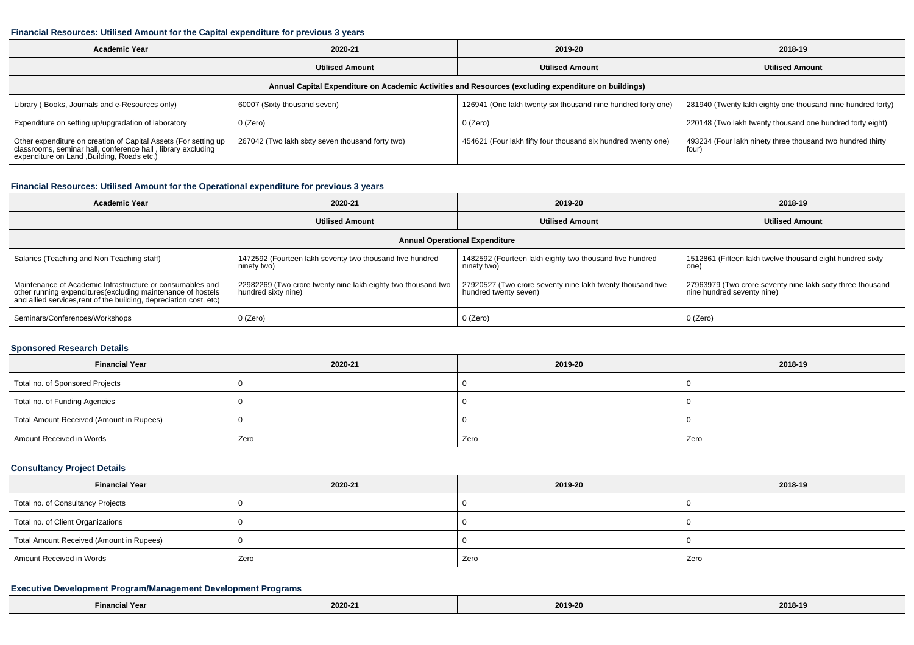### Financial Resources: Utilised Amount for the Capital expenditure for previous 3 years

| Academic Year | 2020-21 | 2019-20 | 2018-19 |
|---|---|---|---|
| | **Utilised Amount** | **Utilised Amount** | **Utilised Amount** |
| **Annual Capital Expenditure on Academic Activities and Resources (excluding expenditure on buildings)** | | | |
| Library ( Books, Journals and e-Resources only) | 60007 (Sixty thousand seven) | 126941 (One lakh twenty six thousand nine hundred forty one) | 281940 (Twenty lakh eighty one thousand nine hundred forty) |
| Expenditure on setting up/upgradation of laboratory | 0 (Zero) | 0 (Zero) | 220148 (Two lakh twenty thousand one hundred forty eight) |
| Other expenditure on creation of Capital Assets (For setting up classrooms, seminar hall, conference hall , library excluding expenditure on Land ,Building, Roads etc.) | 267042 (Two lakh sixty seven thousand forty two) | 454621 (Four lakh fifty four thousand six hundred twenty one) | 493234 (Four lakh ninety three thousand two hundred thirty four) |

### Financial Resources: Utilised Amount for the Operational expenditure for previous 3 years

| Academic Year | 2020-21 | 2019-20 | 2018-19 |
|---|---|---|---|
| | **Utilised Amount** | **Utilised Amount** | **Utilised Amount** |
| **Annual Operational Expenditure** | | | |
| Salaries (Teaching and Non Teaching staff) | 1472592 (Fourteen lakh seventy two thousand five hundred ninety two) | 1482592 (Fourteen lakh eighty two thousand five hundred ninety two) | 1512861 (Fifteen lakh twelve thousand eight hundred sixty one) |
| Maintenance of Academic Infrastructure or consumables and other running expenditures(excluding maintenance of hostels and allied services,rent of the building, depreciation cost, etc) | 22982269 (Two crore twenty nine lakh eighty two thousand two hundred sixty nine) | 27920527 (Two crore seventy nine lakh twenty thousand five hundred twenty seven) | 27963979 (Two crore seventy nine lakh sixty three thousand nine hundred seventy nine) |
| Seminars/Conferences/Workshops | 0 (Zero) | 0 (Zero) | 0 (Zero) |

### Sponsored Research Details

| Financial Year | 2020-21 | 2019-20 | 2018-19 |
|---|---|---|---|
| Total no. of Sponsored Projects | 0 | 0 | 0 |
| Total no. of Funding Agencies | 0 | 0 | 0 |
| Total Amount Received (Amount in Rupees) | 0 | 0 | 0 |
| Amount Received in Words | Zero | Zero | Zero |

### Consultancy Project Details

| Financial Year | 2020-21 | 2019-20 | 2018-19 |
|---|---|---|---|
| Total no. of Consultancy Projects | 0 | 0 | 0 |
| Total no. of Client Organizations | 0 | 0 | 0 |
| Total Amount Received (Amount in Rupees) | 0 | 0 | 0 |
| Amount Received in Words | Zero | Zero | Zero |

### Executive Development Program/Management Development Programs

| Financial Year | 2020-21 | 2019-20 | 2018-19 |
|---|---|---|---|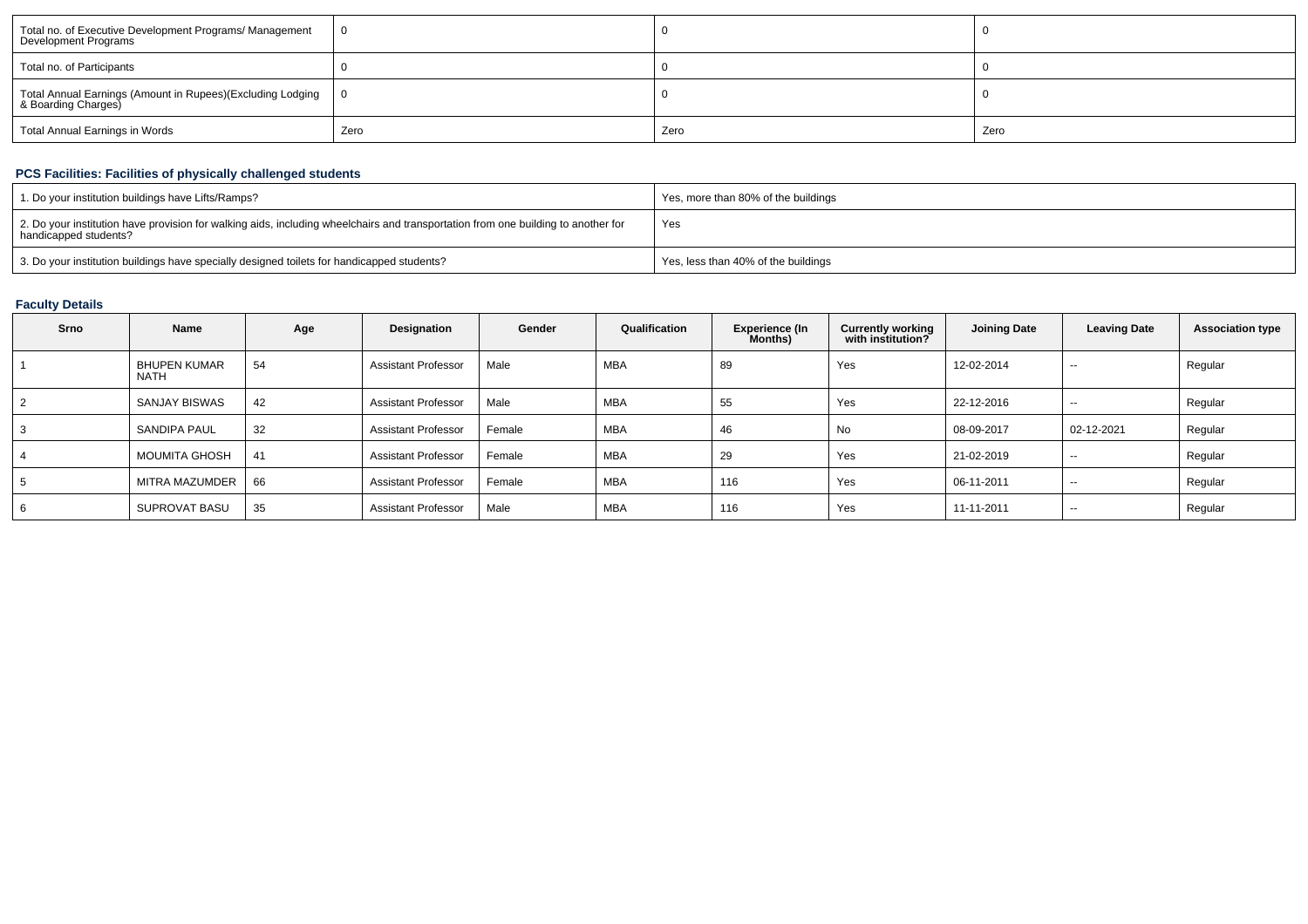| | | | |
|---|---|---|---|
| Total no. of Executive Development Programs/ Management Development Programs | 0 | 0 | 0 |
| Total no. of Participants | 0 | 0 | 0 |
| Total Annual Earnings (Amount in Rupees)(Excluding Lodging & Boarding Charges) | 0 | 0 | 0 |
| Total Annual Earnings in Words | Zero | Zero | Zero |

## PCS Facilities: Facilities of physically challenged students

| | |
|---|---|
| 1. Do your institution buildings have Lifts/Ramps? | Yes, more than 80% of the buildings |
| 2. Do your institution have provision for walking aids, including wheelchairs and transportation from one building to another for handicapped students? | Yes |
| 3. Do your institution buildings have specially designed toilets for handicapped students? | Yes, less than 40% of the buildings |

## Faculty Details

| Srno | Name | Age | Designation | Gender | Qualification | Experience (In Months) | Currently working with institution? | Joining Date | Leaving Date | Association type |
|---|---|---|---|---|---|---|---|---|---|---|
| 1 | BHUPEN KUMAR NATH | 54 | Assistant Professor | Male | MBA | 89 | Yes | 12-02-2014 | -- | Regular |
| 2 | SANJAY BISWAS | 42 | Assistant Professor | Male | MBA | 55 | Yes | 22-12-2016 | -- | Regular |
| 3 | SANDIPA PAUL | 32 | Assistant Professor | Female | MBA | 46 | No | 08-09-2017 | 02-12-2021 | Regular |
| 4 | MOUMITA GHOSH | 41 | Assistant Professor | Female | MBA | 29 | Yes | 21-02-2019 | -- | Regular |
| 5 | MITRA MAZUMDER | 66 | Assistant Professor | Female | MBA | 116 | Yes | 06-11-2011 | -- | Regular |
| 6 | SUPROVAT BASU | 35 | Assistant Professor | Male | MBA | 116 | Yes | 11-11-2011 | -- | Regular |